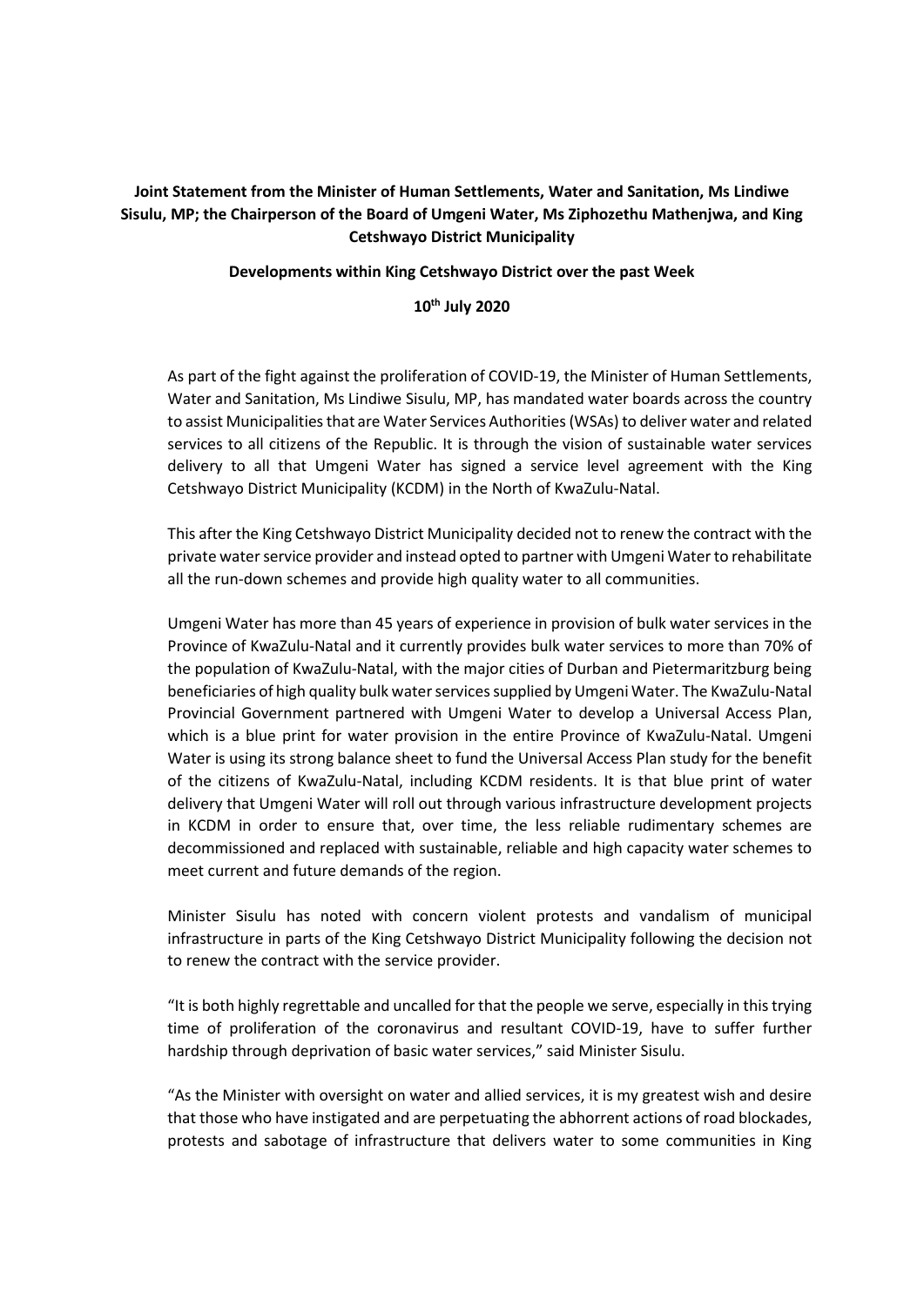**Joint Statement from the Minister of Human Settlements, Water and Sanitation, Ms Lindiwe Sisulu, MP; the Chairperson of the Board of Umgeni Water, Ms Ziphozethu Mathenjwa, and King Cetshwayo District Municipality**

**Developments within King Cetshwayo District over the past Week**

**10th July 2020**

As part of the fight against the proliferation of COVID-19, the Minister of Human Settlements, Water and Sanitation, Ms Lindiwe Sisulu, MP, has mandated water boards across the country to assist Municipalities that are Water Services Authorities (WSAs) to deliver water and related services to all citizens of the Republic. It is through the vision of sustainable water services delivery to all that Umgeni Water has signed a service level agreement with the King Cetshwayo District Municipality (KCDM) in the North of KwaZulu-Natal.

This after the King Cetshwayo District Municipality decided not to renew the contract with the private water service provider and instead opted to partner with Umgeni Water to rehabilitate all the run-down schemes and provide high quality water to all communities.

Umgeni Water has more than 45 years of experience in provision of bulk water services in the Province of KwaZulu-Natal and it currently provides bulk water services to more than 70% of the population of KwaZulu-Natal, with the major cities of Durban and Pietermaritzburg being beneficiaries of high quality bulk water services supplied by Umgeni Water. The KwaZulu-Natal Provincial Government partnered with Umgeni Water to develop a Universal Access Plan, which is a blue print for water provision in the entire Province of KwaZulu-Natal. Umgeni Water is using its strong balance sheet to fund the Universal Access Plan study for the benefit of the citizens of KwaZulu-Natal, including KCDM residents. It is that blue print of water delivery that Umgeni Water will roll out through various infrastructure development projects in KCDM in order to ensure that, over time, the less reliable rudimentary schemes are decommissioned and replaced with sustainable, reliable and high capacity water schemes to meet current and future demands of the region.

Minister Sisulu has noted with concern violent protests and vandalism of municipal infrastructure in parts of the King Cetshwayo District Municipality following the decision not to renew the contract with the service provider.

"It is both highly regrettable and uncalled for that the people we serve, especially in this trying time of proliferation of the coronavirus and resultant COVID-19, have to suffer further hardship through deprivation of basic water services," said Minister Sisulu.

"As the Minister with oversight on water and allied services, it is my greatest wish and desire that those who have instigated and are perpetuating the abhorrent actions of road blockades, protests and sabotage of infrastructure that delivers water to some communities in King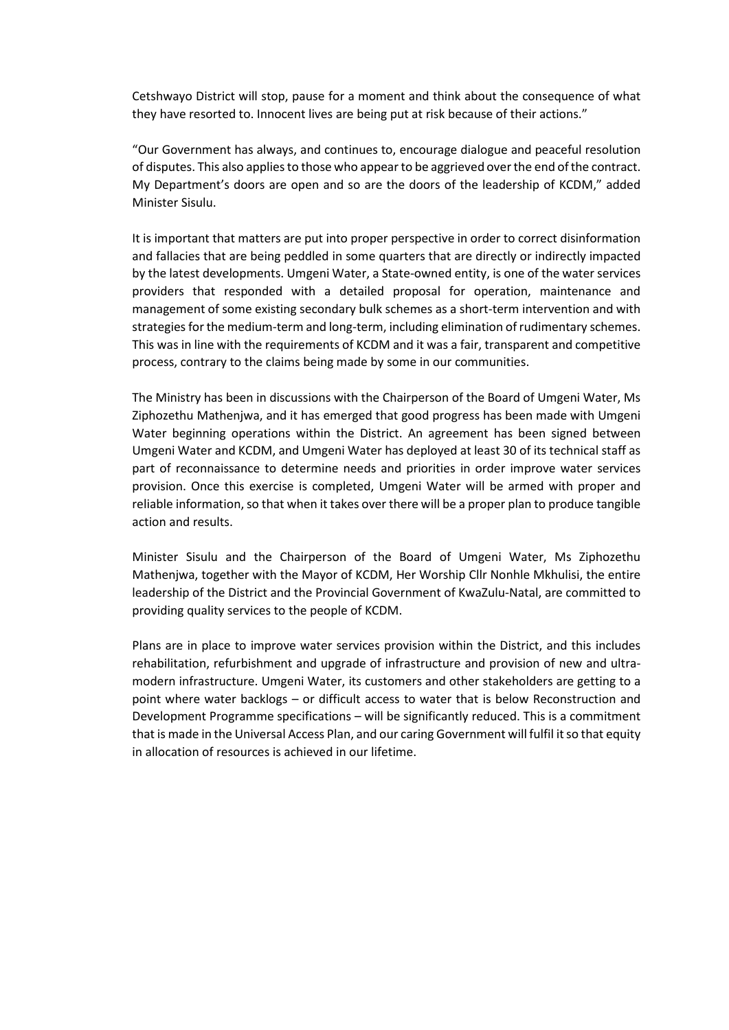Cetshwayo District will stop, pause for a moment and think about the consequence of what they have resorted to. Innocent lives are being put at risk because of their actions."

"Our Government has always, and continues to, encourage dialogue and peaceful resolution of disputes. This also applies to those who appear to be aggrieved over the end of the contract. My Department's doors are open and so are the doors of the leadership of KCDM," added Minister Sisulu.

It is important that matters are put into proper perspective in order to correct disinformation and fallacies that are being peddled in some quarters that are directly or indirectly impacted by the latest developments. Umgeni Water, a State-owned entity, is one of the water services providers that responded with a detailed proposal for operation, maintenance and management of some existing secondary bulk schemes as a short-term intervention and with strategies for the medium-term and long-term, including elimination of rudimentary schemes. This was in line with the requirements of KCDM and it was a fair, transparent and competitive process, contrary to the claims being made by some in our communities.

The Ministry has been in discussions with the Chairperson of the Board of Umgeni Water, Ms Ziphozethu Mathenjwa, and it has emerged that good progress has been made with Umgeni Water beginning operations within the District. An agreement has been signed between Umgeni Water and KCDM, and Umgeni Water has deployed at least 30 of its technical staff as part of reconnaissance to determine needs and priorities in order improve water services provision. Once this exercise is completed, Umgeni Water will be armed with proper and reliable information, so that when it takes over there will be a proper plan to produce tangible action and results.

Minister Sisulu and the Chairperson of the Board of Umgeni Water, Ms Ziphozethu Mathenjwa, together with the Mayor of KCDM, Her Worship Cllr Nonhle Mkhulisi, the entire leadership of the District and the Provincial Government of KwaZulu-Natal, are committed to providing quality services to the people of KCDM.

Plans are in place to improve water services provision within the District, and this includes rehabilitation, refurbishment and upgrade of infrastructure and provision of new and ultra-modern infrastructure. Umgeni Water, its customers and other stakeholders are getting to a point where water backlogs – or difficult access to water that is below Reconstruction and Development Programme specifications – will be significantly reduced. This is a commitment that is made in the Universal Access Plan, and our caring Government will fulfil it so that equity in allocation of resources is achieved in our lifetime.